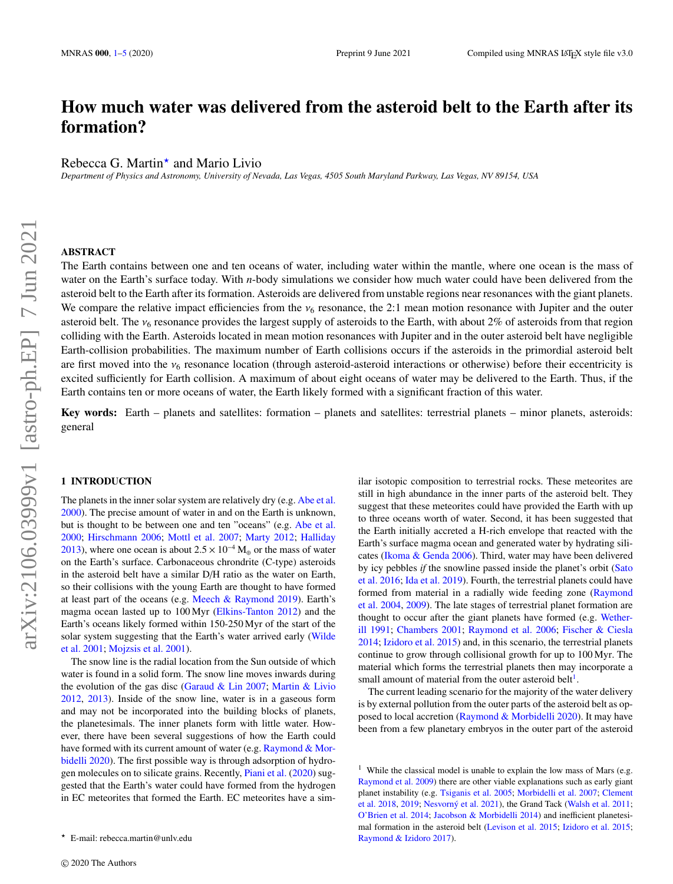# How much water was delivered from the asteroid belt to the Earth after its formation?

Rebecca G. Martin[⋆] and Mario Livio

*Department of Physics and Astronomy, University of Nevada, Las Vegas, 4505 South Maryland Parkway, Las Vegas, NV 89154, USA*

## ABSTRACT

The Earth contains between one and ten oceans of water, including water within the mantle, where one ocean is the mass of water on the Earth's surface today. With *n*-body simulations we consider how much water could have been delivered from the asteroid belt to the Earth after its formation. Asteroids are delivered from unstable regions near resonances with the giant planets. We compare the relative impact efficiencies from the $\nu_6$ resonance, the 2:1 mean motion resonance with Jupiter and the outer asteroid belt. The $\nu_6$ resonance provides the largest supply of asteroids to the Earth, with about 2% of asteroids from that region colliding with the Earth. Asteroids located in mean motion resonances with Jupiter and in the outer asteroid belt have negligible Earth-collision probabilities. The maximum number of Earth collisions occurs if the asteroids in the primordial asteroid belt are first moved into the $\nu_6$ resonance location (through asteroid-asteroid interactions or otherwise) before their eccentricity is excited sufficiently for Earth collision. A maximum of about eight oceans of water may be delivered to the Earth. Thus, if the Earth contains ten or more oceans of water, the Earth likely formed with a significant fraction of this water.

**Key words:** Earth – planets and satellites: formation – planets and satellites: terrestrial planets – minor planets, asteroids: general

## 1 INTRODUCTION

The planets in the inner solar system are relatively dry (e.g. Abe et al. 2000). The precise amount of water in and on the Earth is unknown, but is thought to be between one and ten "oceans" (e.g. Abe et al. 2000; Hirschmann 2006; Mottl et al. 2007; Marty 2012; Halliday 2013), where one ocean is about $2.5 \times 10^{-4}\,\mathrm{M}_\oplus$ or the mass of water on the Earth's surface. Carbonaceous chrondrite (C-type) asteroids in the asteroid belt have a similar D/H ratio as the water on Earth, so their collisions with the young Earth are thought to have formed at least part of the oceans (e.g. Meech & Raymond 2019). Earth's magma ocean lasted up to 100 Myr (Elkins-Tanton 2012) and the Earth's oceans likely formed within 150-250 Myr of the start of the solar system suggesting that the Earth's water arrived early (Wilde et al. 2001; Mojzsis et al. 2001).

The snow line is the radial location from the Sun outside of which water is found in a solid form. The snow line moves inwards during the evolution of the gas disc (Garaud & Lin 2007; Martin & Livio 2012, 2013). Inside of the snow line, water is in a gaseous form and may not be incorporated into the building blocks of planets, the planetesimals. The inner planets form with little water. However, there have been several suggestions of how the Earth could have formed with its current amount of water (e.g. Raymond & Morbidelli 2020). The first possible way is through adsorption of hydrogen molecules on to silicate grains. Recently, Piani et al. (2020) suggested that the Earth's water could have formed from the hydrogen in EC meteorites that formed the Earth. EC meteorites have a similar isotopic composition to terrestrial rocks. These meteorites are still in high abundance in the inner parts of the asteroid belt. They suggest that these meteorites could have provided the Earth with up to three oceans worth of water. Second, it has been suggested that the Earth initially accreted a H-rich envelope that reacted with the Earth's surface magma ocean and generated water by hydrating silicates (Ikoma & Genda 2006). Third, water may have been delivered by icy pebbles *if* the snowline passed inside the planet's orbit (Sato et al. 2016; Ida et al. 2019). Fourth, the terrestrial planets could have formed from material in a radially wide feeding zone (Raymond et al. 2004, 2009). The late stages of terrestrial planet formation are thought to occur after the giant planets have formed (e.g. Wetherill 1991; Chambers 2001; Raymond et al. 2006; Fischer & Ciesla 2014; Izidoro et al. 2015) and, in this scenario, the terrestrial planets continue to grow through collisional growth for up to 100 Myr. The material which forms the terrestrial planets then may incorporate a small amount of material from the outer asteroid belt[1].

The current leading scenario for the majority of the water delivery is by external pollution from the outer parts of the asteroid belt as opposed to local accretion (Raymond & Morbidelli 2020). It may have been from a few planetary embryos in the outer part of the asteroid

---

[1] While the classical model is unable to explain the low mass of Mars (e.g. Raymond et al. 2009) there are other viable explanations such as early giant planet instability (e.g. Tsiganis et al. 2005; Morbidelli et al. 2007; Clement et al. 2018, 2019; Nesvorný et al. 2021), the Grand Tack (Walsh et al. 2011; O'Brien et al. 2014; Jacobson & Morbidelli 2014) and inefficient planetesimal formation in the asteroid belt (Levison et al. 2015; Izidoro et al. 2015; Raymond & Izidoro 2017).

[⋆] E-mail: rebecca.martin@unlv.edu

© 2020 The Authors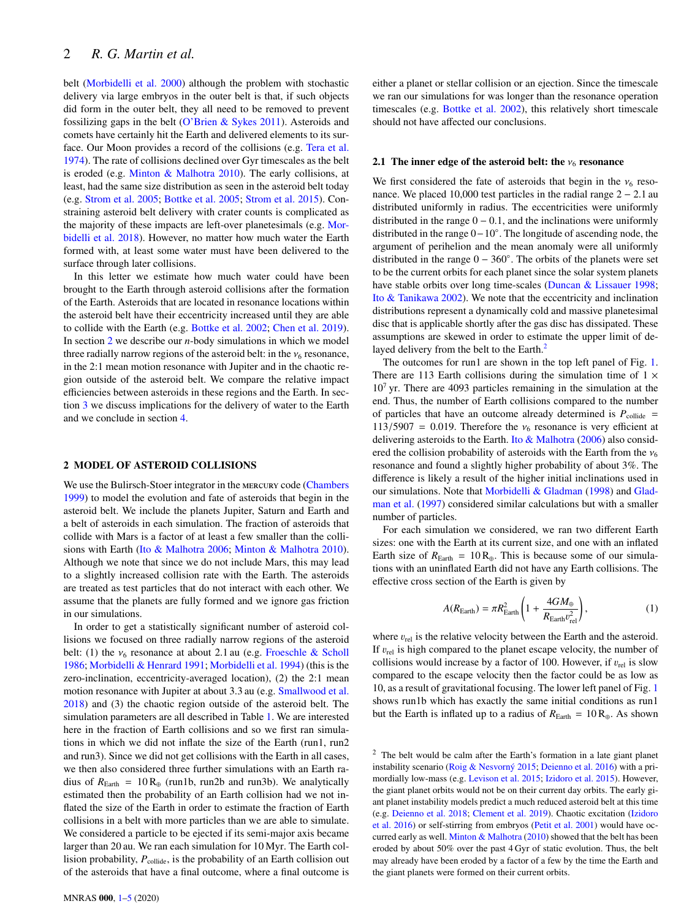belt (Morbidelli et al. 2000) although the problem with stochastic delivery via large embryos in the outer belt is that, if such objects did form in the outer belt, they all need to be removed to prevent fossilizing gaps in the belt (O'Brien & Sykes 2011). Asteroids and comets have certainly hit the Earth and delivered elements to its surface. Our Moon provides a record of the collisions (e.g. Tera et al. 1974). The rate of collisions declined over Gyr timescales as the belt is eroded (e.g. Minton & Malhotra 2010). The early collisions, at least, had the same size distribution as seen in the asteroid belt today (e.g. Strom et al. 2005; Bottke et al. 2005; Strom et al. 2015). Constraining asteroid belt delivery with crater counts is complicated as the majority of these impacts are left-over planetesimals (e.g. Morbidelli et al. 2018). However, no matter how much water the Earth formed with, at least some water must have been delivered to the surface through later collisions.

In this letter we estimate how much water could have been brought to the Earth through asteroid collisions after the formation of the Earth. Asteroids that are located in resonance locations within the asteroid belt have their eccentricity increased until they are able to collide with the Earth (e.g. Bottke et al. 2002; Chen et al. 2019). In section 2 we describe our *n*-body simulations in which we model three radially narrow regions of the asteroid belt: in the $\nu_6$ resonance, in the 2:1 mean motion resonance with Jupiter and in the chaotic region outside of the asteroid belt. We compare the relative impact efficiencies between asteroids in these regions and the Earth. In section 3 we discuss implications for the delivery of water to the Earth and we conclude in section 4.

## 2 MODEL OF ASTEROID COLLISIONS

We use the Bulirsch-Stoer integrator in the MERCURY code (Chambers 1999) to model the evolution and fate of asteroids that begin in the asteroid belt. We include the planets Jupiter, Saturn and Earth and a belt of asteroids in each simulation. The fraction of asteroids that collide with Mars is a factor of at least a few smaller than the collisions with Earth (Ito & Malhotra 2006; Minton & Malhotra 2010). Although we note that since we do not include Mars, this may lead to a slightly increased collision rate with the Earth. The asteroids are treated as test particles that do not interact with each other. We assume that the planets are fully formed and we ignore gas friction in our simulations.

In order to get a statistically significant number of asteroid collisions we focused on three radially narrow regions of the asteroid belt: (1) the $\nu_6$ resonance at about 2.1 au (e.g. Froeschle & Scholl 1986; Morbidelli & Henrard 1991; Morbidelli et al. 1994) (this is the zero-inclination, eccentricity-averaged location), (2) the 2:1 mean motion resonance with Jupiter at about 3.3 au (e.g. Smallwood et al. 2018) and (3) the chaotic region outside of the asteroid belt. The simulation parameters are all described in Table 1. We are interested here in the fraction of Earth collisions and so we first ran simulations in which we did not inflate the size of the Earth (run1, run2 and run3). Since we did not get collisions with the Earth in all cases, we then also considered three further simulations with an Earth radius of $R_{\rm Earth} = 10\,{\rm R}_\oplus$ (run1b, run2b and run3b). We analytically estimated then the probability of an Earth collision had we not inflated the size of the Earth in order to estimate the fraction of Earth collisions in a belt with more particles than we are able to simulate. We considered a particle to be ejected if its semi-major axis became larger than 20 au. We ran each simulation for 10 Myr. The Earth collision probability, $P_{\rm collide}$, is the probability of an Earth collision out of the asteroids that have a final outcome, where a final outcome is either a planet or stellar collision or an ejection. Since the timescale we ran our simulations for was longer than the resonance operation timescales (e.g. Bottke et al. 2002), this relatively short timescale should not have affected our conclusions.

### 2.1 The inner edge of the asteroid belt: the $\nu_6$ resonance

We first considered the fate of asteroids that begin in the $\nu_6$ resonance. We placed 10,000 test particles in the radial range $2-2.1$ au distributed uniformly in radius. The eccentricities were uniformly distributed in the range $0-0.1$, and the inclinations were uniformly distributed in the range $0-10^\circ$. The longitude of ascending node, the argument of perihelion and the mean anomaly were all uniformly distributed in the range $0-360^\circ$. The orbits of the planets were set to be the current orbits for each planet since the solar system planets have stable orbits over long time-scales (Duncan & Lissauer 1998; Ito & Tanikawa 2002). We note that the eccentricity and inclination distributions represent a dynamically cold and massive planetesimal disc that is applicable shortly after the gas disc has dissipated. These assumptions are skewed in order to estimate the upper limit of delayed delivery from the belt to the Earth.[2]

The outcomes for run1 are shown in the top left panel of Fig. 1. There are 113 Earth collisions during the simulation time of $1\times10^7$ yr. There are 4093 particles remaining in the simulation at the end. Thus, the number of Earth collisions compared to the number of particles that have an outcome already determined is $P_{\rm collide} = 113/5907 = 0.019$. Therefore the $\nu_6$ resonance is very efficient at delivering asteroids to the Earth. Ito & Malhotra (2006) also considered the collision probability of asteroids with the Earth from the $\nu_6$ resonance and found a slightly higher probability of about 3%. The difference is likely a result of the higher initial inclinations used in our simulations. Note that Morbidelli & Gladman (1998) and Gladman et al. (1997) considered similar calculations but with a smaller number of particles.

For each simulation we considered, we ran two different Earth sizes: one with the Earth at its current size, and one with an inflated Earth size of $R_{\rm Earth} = 10\,{\rm R}_\oplus$. This is because some of our simulations with an uninflated Earth did not have any Earth collisions. The effective cross section of the Earth is given by

$$A(R_{\rm Earth}) = \pi R_{\rm Earth}^2\left(1+\frac{4GM_\oplus}{R_{\rm Earth}v_{\rm rel}^2}\right), \tag{1}$$

where $v_{\rm rel}$ is the relative velocity between the Earth and the asteroid. If $v_{\rm rel}$ is high compared to the planet escape velocity, the number of collisions would increase by a factor of 100. However, if $v_{\rm rel}$ is slow compared to the escape velocity then the factor could be as low as 10, as a result of gravitational focusing. The lower left panel of Fig. 1 shows run1b which has exactly the same initial conditions as run1 but the Earth is inflated up to a radius of $R_{\rm Earth} = 10\,{\rm R}_\oplus$. As shown

[2] The belt would be calm after the Earth's formation in a late giant planet instability scenario (Roig & Nesvorný 2015; Deienno et al. 2016) with a primordially low-mass (e.g. Levison et al. 2015; Izidoro et al. 2015). However, the giant planet orbits would not be on their current day orbits. The early giant planet instability models predict a much reduced asteroid belt at this time (e.g. Deienno et al. 2018; Clement et al. 2019). Chaotic excitation (Izidoro et al. 2016) or self-stirring from embryos (Petit et al. 2001) would have occurred early as well. Minton & Malhotra (2010) showed that the belt has been eroded by about 50% over the past 4 Gyr of static evolution. Thus, the belt may already have been eroded by a factor of a few by the time the Earth and the giant planets were formed on their current orbits.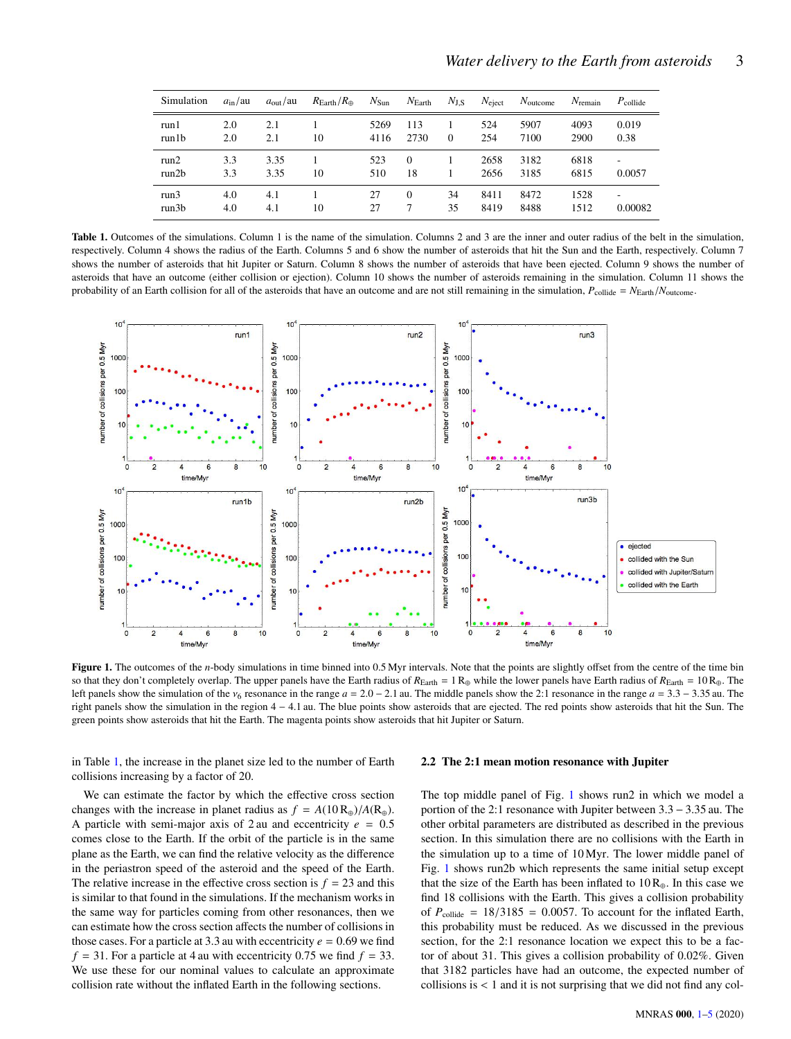| Simulation | $a_{\rm in}$/au | $a_{\rm out}$/au | $R_{\rm Earth}/R_{\oplus}$ | $N_{\rm Sun}$ | $N_{\rm Earth}$ | $N_{\rm J,S}$ | $N_{\rm eject}$ | $N_{\rm outcome}$ | $N_{\rm remain}$ | $P_{\rm collide}$ |
|---|---|---|---|---|---|---|---|---|---|---|
| run1 | 2.0 | 2.1 | 1 | 5269 | 113 | 1 | 524 | 5907 | 4093 | 0.019 |
| run1b | 2.0 | 2.1 | 10 | 4116 | 2730 | 0 | 254 | 7100 | 2900 | 0.38 |
| run2 | 3.3 | 3.35 | 1 | 523 | 0 | 1 | 2658 | 3182 | 6818 | - |
| run2b | 3.3 | 3.35 | 10 | 510 | 18 | 1 | 2656 | 3185 | 6815 | 0.0057 |
| run3 | 4.0 | 4.1 | 1 | 27 | 0 | 34 | 8411 | 8472 | 1528 | - |
| run3b | 4.0 | 4.1 | 10 | 27 | 7 | 35 | 8419 | 8488 | 1512 | 0.00082 |

**Table 1.** Outcomes of the simulations. Column 1 is the name of the simulation. Columns 2 and 3 are the inner and outer radius of the belt in the simulation, respectively. Column 4 shows the radius of the Earth. Columns 5 and 6 show the number of asteroids that hit the Sun and the Earth, respectively. Column 7 shows the number of asteroids that hit Jupiter or Saturn. Column 8 shows the number of asteroids that have been ejected. Column 9 shows the number of asteroids that have an outcome (either collision or ejection). Column 10 shows the number of asteroids remaining in the simulation. Column 11 shows the probability of an Earth collision for all of the asteroids that have an outcome and are not still remaining in the simulation, $P_{\rm collide} = N_{\rm Earth}/N_{\rm outcome}$.

run1, run2, run3, run1b, run2b, run3b

number of collisions per 0.5 Myr

time/Myr

ejected
collided with the Sun
collided with Jupiter/Saturn
collided with the Earth

**Figure 1.** The outcomes of the $n$-body simulations in time binned into 0.5 Myr intervals. Note that the points are slightly offset from the centre of the time bin so that they don't completely overlap. The upper panels have the Earth radius of $R_{\rm Earth} = 1\,{\rm R}_{\oplus}$ while the lower panels have Earth radius of $R_{\rm Earth} = 10\,{\rm R}_{\oplus}$. The left panels show the simulation of the $\nu_6$ resonance in the range $a = 2.0 - 2.1$ au. The middle panels show the 2:1 resonance in the range $a = 3.3 - 3.35$ au. The right panels show the simulation in the region $4 - 4.1$ au. The blue points show asteroids that are ejected. The red points show asteroids that hit the Sun. The green points show asteroids that hit the Earth. The magenta points show asteroids that hit Jupiter or Saturn.

in Table 1, the increase in the planet size led to the number of Earth collisions increasing by a factor of 20.

We can estimate the factor by which the effective cross section changes with the increase in planet radius as $f = A(10\,{\rm R}_{\oplus})/A({\rm R}_{\oplus})$. A particle with semi-major axis of 2 au and eccentricity $e = 0.5$ comes close to the Earth. If the orbit of the particle is in the same plane as the Earth, we can find the relative velocity as the difference in the periastron speed of the asteroid and the speed of the Earth. The relative increase in the effective cross section is $f = 23$ and this is similar to that found in the simulations. If the mechanism works in the same way for particles coming from other resonances, then we can estimate how the cross section affects the number of collisions in those cases. For a particle at 3.3 au with eccentricity $e = 0.69$ we find $f = 31$. For a particle at 4 au with eccentricity 0.75 we find $f = 33$. We use these for our nominal values to calculate an approximate collision rate without the inflated Earth in the following sections.

### 2.2 The 2:1 mean motion resonance with Jupiter

The top middle panel of Fig. 1 shows run2 in which we model a portion of the 2:1 resonance with Jupiter between $3.3 - 3.35$ au. The other orbital parameters are distributed as described in the previous section. In this simulation there are no collisions with the Earth in the simulation up to a time of 10 Myr. The lower middle panel of Fig. 1 shows run2b which represents the same initial setup except that the size of the Earth has been inflated to $10\,{\rm R}_{\oplus}$. In this case we find 18 collisions with the Earth. This gives a collision probability of $P_{\rm collide} = 18/3185 = 0.0057$. To account for the inflated Earth, this probability must be reduced. As we discussed in the previous section, for the 2:1 resonance location we expect this to be a factor of about 31. This gives a collision probability of 0.02%. Given that 3182 particles have had an outcome, the expected number of collisions is $< 1$ and it is not surprising that we did not find any col-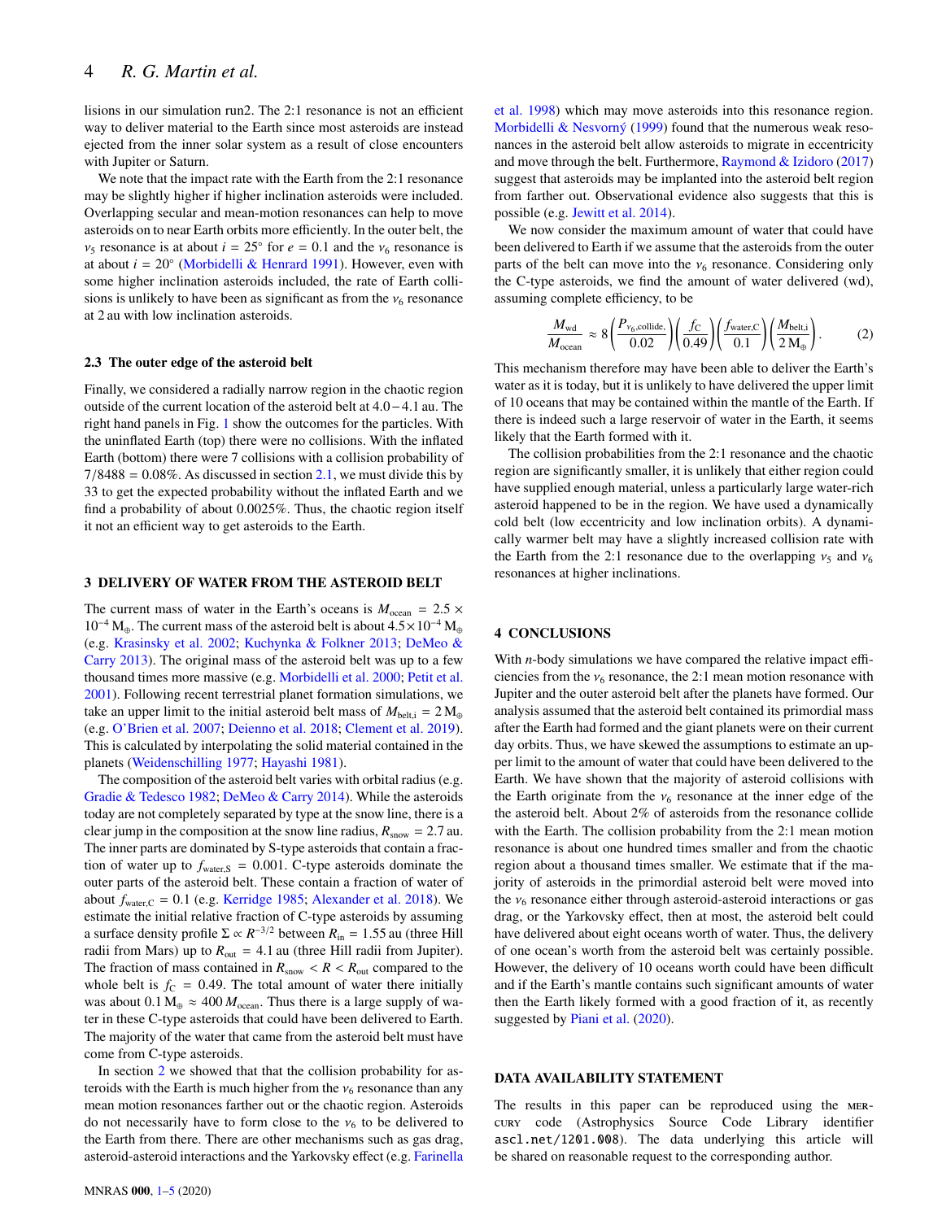lisions in our simulation run2. The 2:1 resonance is not an efficient way to deliver material to the Earth since most asteroids are instead ejected from the inner solar system as a result of close encounters with Jupiter or Saturn.

We note that the impact rate with the Earth from the 2:1 resonance may be slightly higher if higher inclination asteroids were included. Overlapping secular and mean-motion resonances can help to move asteroids on to near Earth orbits more efficiently. In the outer belt, the $\nu_5$ resonance is at about $i = 25^\circ$ for $e = 0.1$ and the $\nu_6$ resonance is at about $i = 20^\circ$ (Morbidelli & Henrard 1991). However, even with some higher inclination asteroids included, the rate of Earth collisions is unlikely to have been as significant as from the $\nu_6$ resonance at 2 au with low inclination asteroids.

### 2.3 The outer edge of the asteroid belt

Finally, we considered a radially narrow region in the chaotic region outside of the current location of the asteroid belt at $4.0-4.1$ au. The right hand panels in Fig. 1 show the outcomes for the particles. With the uninflated Earth (top) there were no collisions. With the inflated Earth (bottom) there were 7 collisions with a collision probability of $7/8488 = 0.08\%$. As discussed in section 2.1, we must divide this by 33 to get the expected probability without the inflated Earth and we find a probability of about 0.0025%. Thus, the chaotic region itself it not an efficient way to get asteroids to the Earth.

## 3 DELIVERY OF WATER FROM THE ASTEROID BELT

The current mass of water in the Earth's oceans is $M_{\rm ocean} = 2.5 \times 10^{-4}\,{\rm M}_\oplus$. The current mass of the asteroid belt is about $4.5\times10^{-4}\,{\rm M}_\oplus$ (e.g. Krasinsky et al. 2002; Kuchynka & Folkner 2013; DeMeo & Carry 2013). The original mass of the asteroid belt was up to a few thousand times more massive (e.g. Morbidelli et al. 2000; Petit et al. 2001). Following recent terrestrial planet formation simulations, we take an upper limit to the initial asteroid belt mass of $M_{\rm belt,i} = 2\,{\rm M}_\oplus$ (e.g. O'Brien et al. 2007; Deienno et al. 2018; Clement et al. 2019). This is calculated by interpolating the solid material contained in the planets (Weidenschilling 1977; Hayashi 1981).

The composition of the asteroid belt varies with orbital radius (e.g. Gradie & Tedesco 1982; DeMeo & Carry 2014). While the asteroids today are not completely separated by type at the snow line, there is a clear jump in the composition at the snow line radius, $R_{\rm snow} = 2.7$ au. The inner parts are dominated by S-type asteroids that contain a fraction of water up to $f_{\rm water,S} = 0.001$. C-type asteroids dominate the outer parts of the asteroid belt. These contain a fraction of water of about $f_{\rm water,C} = 0.1$ (e.g. Kerridge 1985; Alexander et al. 2018). We estimate the initial relative fraction of C-type asteroids by assuming a surface density profile $\Sigma \propto R^{-3/2}$ between $R_{\rm in} = 1.55$ au (three Hill radii from Mars) up to $R_{\rm out} = 4.1$ au (three Hill radii from Jupiter). The fraction of mass contained in $R_{\rm snow} < R < R_{\rm out}$ compared to the whole belt is $f_{\rm C} = 0.49$. The total amount of water there initially was about $0.1\,{\rm M}_\oplus \approx 400\,M_{\rm ocean}$. Thus there is a large supply of water in these C-type asteroids that could have been delivered to Earth. The majority of the water that came from the asteroid belt must have come from C-type asteroids.

In section 2 we showed that that the collision probability for asteroids with the Earth is much higher from the $\nu_6$ resonance than any mean motion resonances farther out or the chaotic region. Asteroids do not necessarily have to form close to the $\nu_6$ to be delivered to the Earth from there. There are other mechanisms such as gas drag, asteroid-asteroid interactions and the Yarkovsky effect (e.g. Farinella et al. 1998) which may move asteroids into this resonance region. Morbidelli & Nesvorný (1999) found that the numerous weak resonances in the asteroid belt allow asteroids to migrate in eccentricity and move through the belt. Furthermore, Raymond & Izidoro (2017) suggest that asteroids may be implanted into the asteroid belt region from farther out. Observational evidence also suggests that this is possible (e.g. Jewitt et al. 2014).

We now consider the maximum amount of water that could have been delivered to Earth if we assume that the asteroids from the outer parts of the belt can move into the $\nu_6$ resonance. Considering only the C-type asteroids, we find the amount of water delivered (wd), assuming complete efficiency, to be

$$\frac{M_{\rm wd}}{M_{\rm ocean}} \approx 8\left(\frac{P_{\nu_6,\rm collide,}}{0.02}\right)\left(\frac{f_{\rm C}}{0.49}\right)\left(\frac{f_{\rm water,C}}{0.1}\right)\left(\frac{M_{\rm belt,i}}{2\,{\rm M}_\oplus}\right). \quad (2)$$

This mechanism therefore may have been able to deliver the Earth's water as it is today, but it is unlikely to have delivered the upper limit of 10 oceans that may be contained within the mantle of the Earth. If there is indeed such a large reservoir of water in the Earth, it seems likely that the Earth formed with it.

The collision probabilities from the 2:1 resonance and the chaotic region are significantly smaller, it is unlikely that either region could have supplied enough material, unless a particularly large water-rich asteroid happened to be in the region. We have used a dynamically cold belt (low eccentricity and low inclination orbits). A dynamically warmer belt may have a slightly increased collision rate with the Earth from the 2:1 resonance due to the overlapping $\nu_5$ and $\nu_6$ resonances at higher inclinations.

## 4 CONCLUSIONS

With $n$-body simulations we have compared the relative impact efficiencies from the $\nu_6$ resonance, the 2:1 mean motion resonance with Jupiter and the outer asteroid belt after the planets have formed. Our analysis assumed that the asteroid belt contained its primordial mass after the Earth had formed and the giant planets were on their current day orbits. Thus, we have skewed the assumptions to estimate an upper limit to the amount of water that could have been delivered to the Earth. We have shown that the majority of asteroid collisions with the Earth originate from the $\nu_6$ resonance at the inner edge of the the asteroid belt. About 2% of asteroids from the resonance collide with the Earth. The collision probability from the 2:1 mean motion resonance is about one hundred times smaller and from the chaotic region about a thousand times smaller. We estimate that if the majority of asteroids in the primordial asteroid belt were moved into the $\nu_6$ resonance either through asteroid-asteroid interactions or gas drag, or the Yarkovsky effect, then at most, the asteroid belt could have delivered about eight oceans worth of water. Thus, the delivery of one ocean's worth from the asteroid belt was certainly possible. However, the delivery of 10 oceans worth could have been difficult and if the Earth's mantle contains such significant amounts of water then the Earth likely formed with a good fraction of it, as recently suggested by Piani et al. (2020).

## DATA AVAILABILITY STATEMENT

The results in this paper can be reproduced using the MERCURY code (Astrophysics Source Code Library identifier `ascl.net/1201.008`). The data underlying this article will be shared on reasonable request to the corresponding author.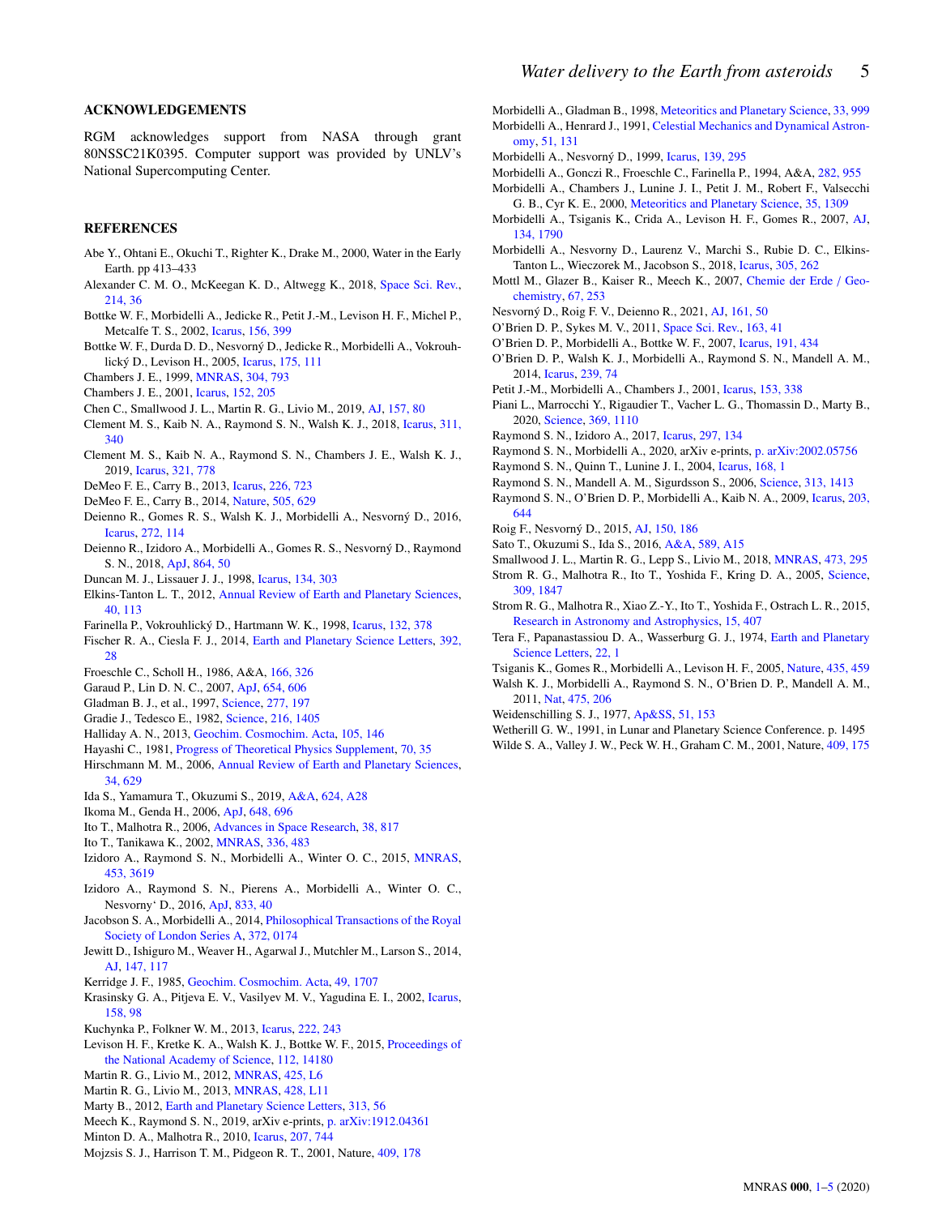## ACKNOWLEDGEMENTS

RGM acknowledges support from NASA through grant 80NSSC21K0395. Computer support was provided by UNLV's National Supercomputing Center.

## REFERENCES

Abe Y., Ohtani E., Okuchi T., Righter K., Drake M., 2000, Water in the Early Earth. pp 413–433

Alexander C. M. O., McKeegan K. D., Altwegg K., 2018, Space Sci. Rev., 214, 36

Bottke W. F., Morbidelli A., Jedicke R., Petit J.-M., Levison H. F., Michel P., Metcalfe T. S., 2002, Icarus, 156, 399

Bottke W. F., Durda D. D., Nesvorný D., Jedicke R., Morbidelli A., Vokrouhlický D., Levison H., 2005, Icarus, 175, 111

Chambers J. E., 1999, MNRAS, 304, 793

Chambers J. E., 2001, Icarus, 152, 205

Chen C., Smallwood J. L., Martin R. G., Livio M., 2019, AJ, 157, 80

Clement M. S., Kaib N. A., Raymond S. N., Walsh K. J., 2018, Icarus, 311, 340

Clement M. S., Kaib N. A., Raymond S. N., Chambers J. E., Walsh K. J., 2019, Icarus, 321, 778

DeMeo F. E., Carry B., 2013, Icarus, 226, 723

DeMeo F. E., Carry B., 2014, Nature, 505, 629

Deienno R., Gomes R. S., Walsh K. J., Morbidelli A., Nesvorný D., 2016, Icarus, 272, 114

Deienno R., Izidoro A., Morbidelli A., Gomes R. S., Nesvorný D., Raymond S. N., 2018, ApJ, 864, 50

Duncan M. J., Lissauer J. J., 1998, Icarus, 134, 303

Elkins-Tanton L. T., 2012, Annual Review of Earth and Planetary Sciences, 40, 113

Farinella P., Vokrouhlický D., Hartmann W. K., 1998, Icarus, 132, 378

Fischer R. A., Ciesla F. J., 2014, Earth and Planetary Science Letters, 392, 28

Froeschle C., Scholl H., 1986, A&A, 166, 326

Garaud P., Lin D. N. C., 2007, ApJ, 654, 606

Gladman B. J., et al., 1997, Science, 277, 197

Gradie J., Tedesco E., 1982, Science, 216, 1405

Halliday A. N., 2013, Geochim. Cosmochim. Acta, 105, 146

Hayashi C., 1981, Progress of Theoretical Physics Supplement, 70, 35

Hirschmann M. M., 2006, Annual Review of Earth and Planetary Sciences, 34, 629

Ida S., Yamamura T., Okuzumi S., 2019, A&A, 624, A28

Ikoma M., Genda H., 2006, ApJ, 648, 696

Ito T., Malhotra R., 2006, Advances in Space Research, 38, 817

Ito T., Tanikawa K., 2002, MNRAS, 336, 483

Izidoro A., Raymond S. N., Morbidelli A., Winter O. C., 2015, MNRAS, 453, 3619

Izidoro A., Raymond S. N., Pierens A., Morbidelli A., Winter O. C., Nesvorny' D., 2016, ApJ, 833, 40

Jacobson S. A., Morbidelli A., 2014, Philosophical Transactions of the Royal Society of London Series A, 372, 0174

Jewitt D., Ishiguro M., Weaver H., Agarwal J., Mutchler M., Larson S., 2014, AJ, 147, 117

Kerridge J. F., 1985, Geochim. Cosmochim. Acta, 49, 1707

Krasinsky G. A., Pitjeva E. V., Vasilyev M. V., Yagudina E. I., 2002, Icarus, 158, 98

Kuchynka P., Folkner W. M., 2013, Icarus, 222, 243

Levison H. F., Kretke K. A., Walsh K. J., Bottke W. F., 2015, Proceedings of the National Academy of Science, 112, 14180

Martin R. G., Livio M., 2012, MNRAS, 425, L6

Martin R. G., Livio M., 2013, MNRAS, 428, L11

Marty B., 2012, Earth and Planetary Science Letters, 313, 56

Meech K., Raymond S. N., 2019, arXiv e-prints, p. arXiv:1912.04361

Minton D. A., Malhotra R., 2010, Icarus, 207, 744

Mojzsis S. J., Harrison T. M., Pidgeon R. T., 2001, Nature, 409, 178

Morbidelli A., Gladman B., 1998, Meteoritics and Planetary Science, 33, 999

Morbidelli A., Henrard J., 1991, Celestial Mechanics and Dynamical Astronomy, 51, 131

Morbidelli A., Nesvorný D., 1999, Icarus, 139, 295

Morbidelli A., Gonczi R., Froeschle C., Farinella P., 1994, A&A, 282, 955

Morbidelli A., Chambers J., Lunine J. I., Petit J. M., Robert F., Valsecchi G. B., Cyr K. E., 2000, Meteoritics and Planetary Science, 35, 1309

Morbidelli A., Tsiganis K., Crida A., Levison H. F., Gomes R., 2007, AJ, 134, 1790

Morbidelli A., Nesvorny D., Laurenz V., Marchi S., Rubie D. C., Elkins-Tanton L., Wieczorek M., Jacobson S., 2018, Icarus, 305, 262

Mottl M., Glazer B., Kaiser R., Meech K., 2007, Chemie der Erde / Geochemistry, 67, 253

Nesvorný D., Roig F. V., Deienno R., 2021, AJ, 161, 50

O'Brien D. P., Sykes M. V., 2011, Space Sci. Rev., 163, 41

O'Brien D. P., Morbidelli A., Bottke W. F., 2007, Icarus, 191, 434

O'Brien D. P., Walsh K. J., Morbidelli A., Raymond S. N., Mandell A. M., 2014, Icarus, 239, 74

Petit J.-M., Morbidelli A., Chambers J., 2001, Icarus, 153, 338

Piani L., Marrocchi Y., Rigaudier T., Vacher L. G., Thomassin D., Marty B., 2020, Science, 369, 1110

Raymond S. N., Izidoro A., 2017, Icarus, 297, 134

Raymond S. N., Morbidelli A., 2020, arXiv e-prints, p. arXiv:2002.05756

Raymond S. N., Quinn T., Lunine J. I., 2004, Icarus, 168, 1

Raymond S. N., Mandell A. M., Sigurdsson S., 2006, Science, 313, 1413

Raymond S. N., O'Brien D. P., Morbidelli A., Kaib N. A., 2009, Icarus, 203, 644

Roig F., Nesvorný D., 2015, AJ, 150, 186

Sato T., Okuzumi S., Ida S., 2016, A&A, 589, A15

Smallwood J. L., Martin R. G., Lepp S., Livio M., 2018, MNRAS, 473, 295

Strom R. G., Malhotra R., Ito T., Yoshida F., Kring D. A., 2005, Science, 309, 1847

Strom R. G., Malhotra R., Xiao Z.-Y., Ito T., Yoshida F., Ostrach L. R., 2015, Research in Astronomy and Astrophysics, 15, 407

Tera F., Papanastassiou D. A., Wasserburg G. J., 1974, Earth and Planetary Science Letters, 22, 1

Tsiganis K., Gomes R., Morbidelli A., Levison H. F., 2005, Nature, 435, 459

Walsh K. J., Morbidelli A., Raymond S. N., O'Brien D. P., Mandell A. M., 2011, Nat, 475, 206

Weidenschilling S. J., 1977, Ap&SS, 51, 153

Wetherill G. W., 1991, in Lunar and Planetary Science Conference. p. 1495

Wilde S. A., Valley J. W., Peck W. H., Graham C. M., 2001, Nature, 409, 175